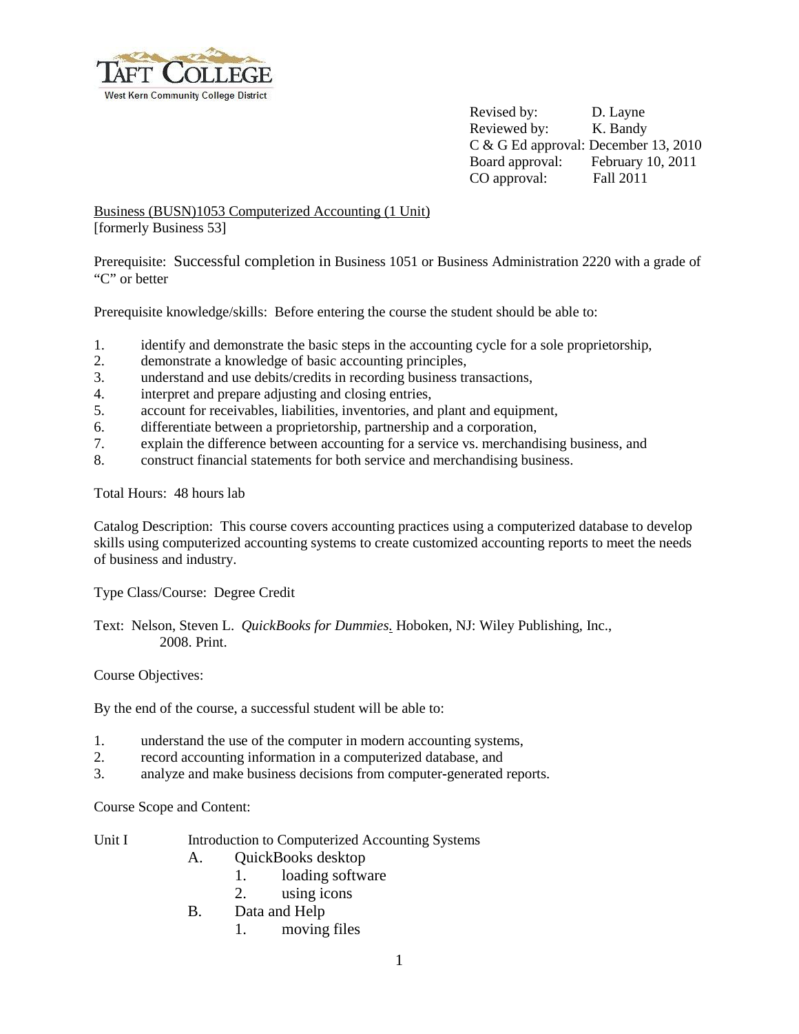TAFT COLLEGE
West Kern Community College District

Revised by: D. Layne
Reviewed by: K. Bandy
C & G Ed approval: December 13, 2010
Board approval: February 10, 2011
CO approval: Fall 2011

Business (BUSN)1053 Computerized Accounting (1 Unit)
[formerly Business 53]

Prerequisite: Successful completion in Business 1051 or Business Administration 2220 with a grade of "C" or better

Prerequisite knowledge/skills: Before entering the course the student should be able to:

1. identify and demonstrate the basic steps in the accounting cycle for a sole proprietorship,
2. demonstrate a knowledge of basic accounting principles,
3. understand and use debits/credits in recording business transactions,
4. interpret and prepare adjusting and closing entries,
5. account for receivables, liabilities, inventories, and plant and equipment,
6. differentiate between a proprietorship, partnership and a corporation,
7. explain the difference between accounting for a service vs. merchandising business, and
8. construct financial statements for both service and merchandising business.

Total Hours: 48 hours lab

Catalog Description: This course covers accounting practices using a computerized database to develop skills using computerized accounting systems to create customized accounting reports to meet the needs of business and industry.

Type Class/Course: Degree Credit

Text: Nelson, Steven L. *QuickBooks for Dummies.* Hoboken, NJ: Wiley Publishing, Inc., 2008. Print.

Course Objectives:

By the end of the course, a successful student will be able to:

1. understand the use of the computer in modern accounting systems,
2. record accounting information in a computerized database, and
3. analyze and make business decisions from computer-generated reports.

Course Scope and Content:

Unit I Introduction to Computerized Accounting Systems
- A. QuickBooks desktop
  1. loading software
  2. using icons
- B. Data and Help
  1. moving files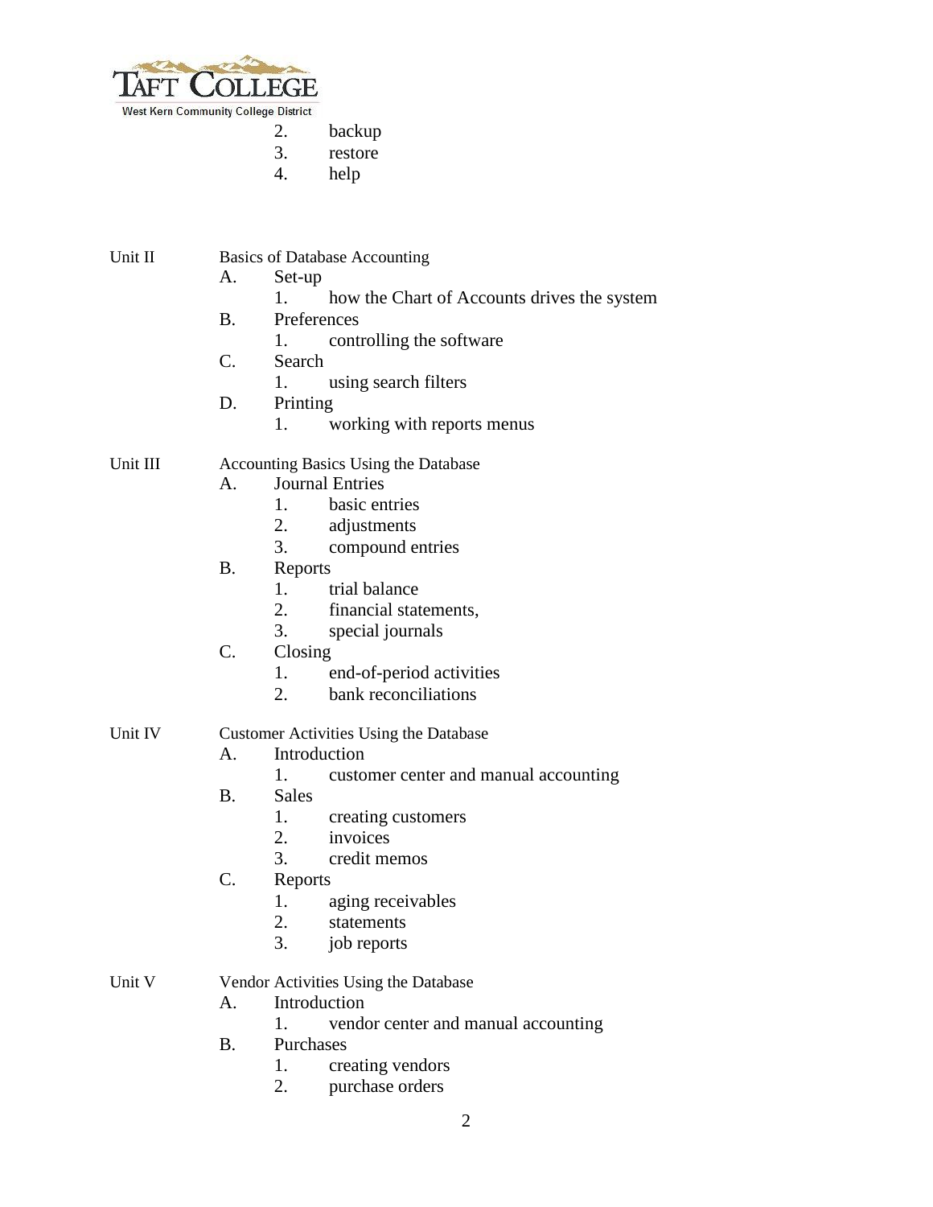2. backup
3. restore
4. help

Unit II Basics of Database Accounting

- A. Set-up
  1. how the Chart of Accounts drives the system
- B. Preferences
  1. controlling the software
- C. Search
  1. using search filters
- D. Printing
  1. working with reports menus

Unit III Accounting Basics Using the Database

- A. Journal Entries
  1. basic entries
  2. adjustments
  3. compound entries
- B. Reports
  1. trial balance
  2. financial statements,
  3. special journals
- C. Closing
  1. end-of-period activities
  2. bank reconciliations

Unit IV Customer Activities Using the Database

- A. Introduction
  1. customer center and manual accounting
- B. Sales
  1. creating customers
  2. invoices
  3. credit memos
- C. Reports
  1. aging receivables
  2. statements
  3. job reports

Unit V Vendor Activities Using the Database

- A. Introduction
  1. vendor center and manual accounting
- B. Purchases
  1. creating vendors
  2. purchase orders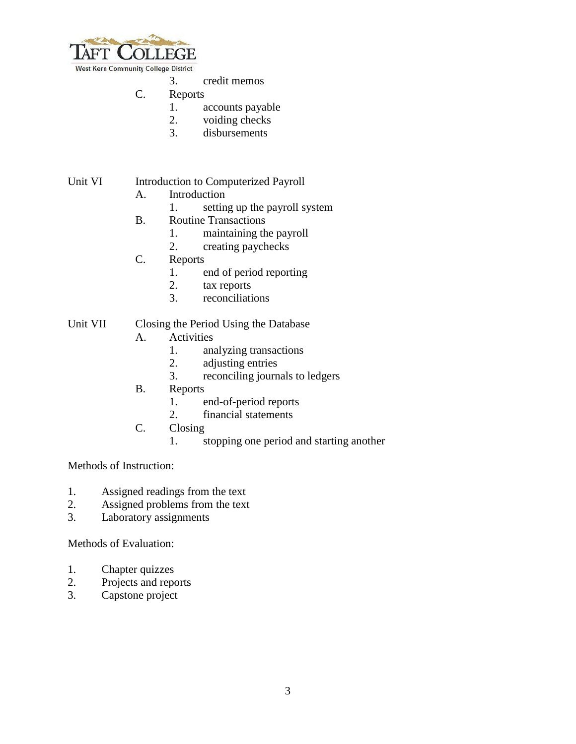3. credit memos
C. Reports
   1. accounts payable
   2. voiding checks
   3. disbursements

Unit VI Introduction to Computerized Payroll

- A. Introduction
  1. setting up the payroll system
- B. Routine Transactions
  1. maintaining the payroll
  2. creating paychecks
- C. Reports
  1. end of period reporting
  2. tax reports
  3. reconciliations

Unit VII Closing the Period Using the Database

- A. Activities
  1. analyzing transactions
  2. adjusting entries
  3. reconciling journals to ledgers
- B. Reports
  1. end-of-period reports
  2. financial statements
- C. Closing
  1. stopping one period and starting another

Methods of Instruction:

1. Assigned readings from the text
2. Assigned problems from the text
3. Laboratory assignments

Methods of Evaluation:

1. Chapter quizzes
2. Projects and reports
3. Capstone project